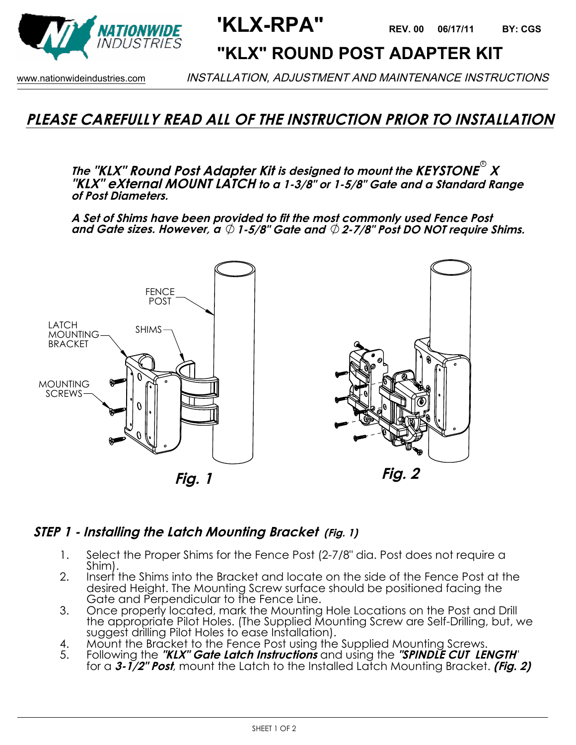# 'KLX-RPA"

REV. 00 06/17/11 BY: CGS

## "KLX" ROUND POST ADAPTER KIT

www.nationwideindustries.com

*INSTALLATION, ADJUSTMENT AND MAINTENANCE INSTRUCTIONS*

## *PLEASE CAREFULLY READ ALL OF THE INSTRUCTION PRIOR TO INSTALLATION*

***The "KLX" Round Post Adapter Kit is designed to mount the KEYSTONE® X "KLX" eXternal MOUNT LATCH to a 1-3/8" or 1-5/8" Gate and a Standard Range of Post Diameters.***

***A Set of Shims have been provided to fit the most commonly used Fence Post and Gate sizes. However, a ⌀ 1-5/8" Gate and ⌀ 2-7/8" Post DO NOT require Shims.***

FENCE POST

LATCH MOUNTING BRACKET

SHIMS

MOUNTING SCREWS

***Fig. 1***

***Fig. 2***

### *STEP 1 - Installing the Latch Mounting Bracket (Fig. 1)*

1. Select the Proper Shims for the Fence Post (2-7/8" dia. Post does not require a Shim).
2. Insert the Shims into the Bracket and locate on the side of the Fence Post at the desired Height. The Mounting Screw surface should be positioned facing the Gate and Perpendicular to the Fence Line.
3. Once properly located, mark the Mounting Hole Locations on the Post and Drill the appropriate Pilot Holes. (The Supplied Mounting Screw are Self-Drilling, but, we suggest drilling Pilot Holes to ease Installation).
4. Mount the Bracket to the Fence Post using the Supplied Mounting Screws.
5. Following the ***"KLX" Gate Latch Instructions*** and using the ***"SPINDLE CUT LENGTH"*** for a ***3-1/2" Post***, mount the Latch to the Installed Latch Mounting Bracket. ***(Fig. 2)***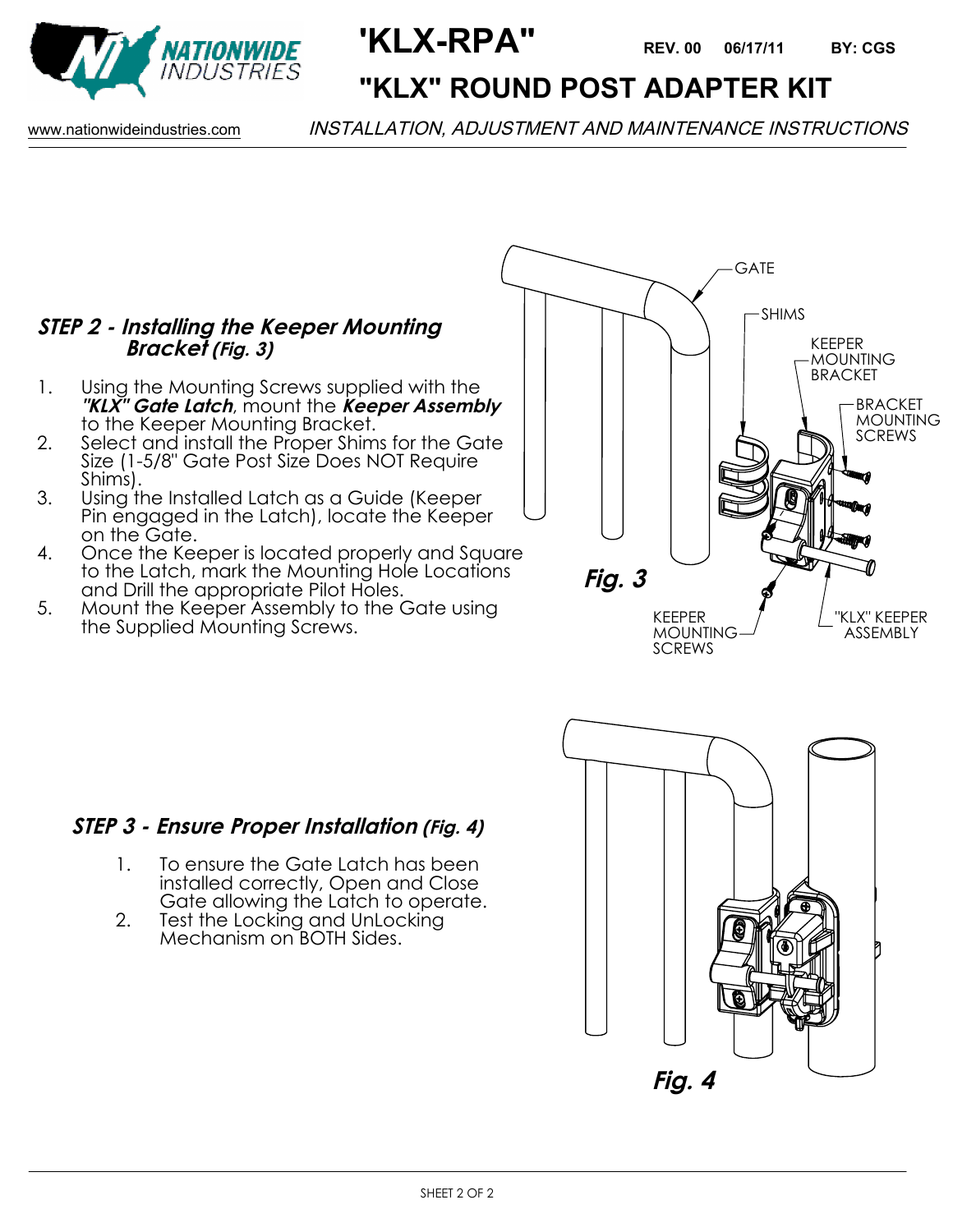# 'KLX-RPA"

REV. 00 06/17/11 BY: CGS

## "KLX" ROUND POST ADAPTER KIT

www.nationwideindustries.com

*INSTALLATION, ADJUSTMENT AND MAINTENANCE INSTRUCTIONS*

### *STEP 2 - Installing the Keeper Mounting Bracket (Fig. 3)*

1. Using the Mounting Screws supplied with the ***"KLX" Gate Latch***, mount the ***Keeper Assembly*** to the Keeper Mounting Bracket.
2. Select and install the Proper Shims for the Gate Size (1-5/8" Gate Post Size Does NOT Require Shims).
3. Using the Installed Latch as a Guide (Keeper Pin engaged in the Latch), locate the Keeper on the Gate.
4. Once the Keeper is located properly and Square to the Latch, mark the Mounting Hole Locations and Drill the appropriate Pilot Holes.
5. Mount the Keeper Assembly to the Gate using the Supplied Mounting Screws.

GATE
SHIMS
KEEPER MOUNTING BRACKET
BRACKET MOUNTING SCREWS
KEEPER MOUNTING SCREWS
"KLX" KEEPER ASSEMBLY

*Fig. 3*

### *STEP 3 - Ensure Proper Installation (Fig. 4)*

1. To ensure the Gate Latch has been installed correctly, Open and Close Gate allowing the Latch to operate.
2. Test the Locking and UnLocking Mechanism on BOTH Sides.

*Fig. 4*